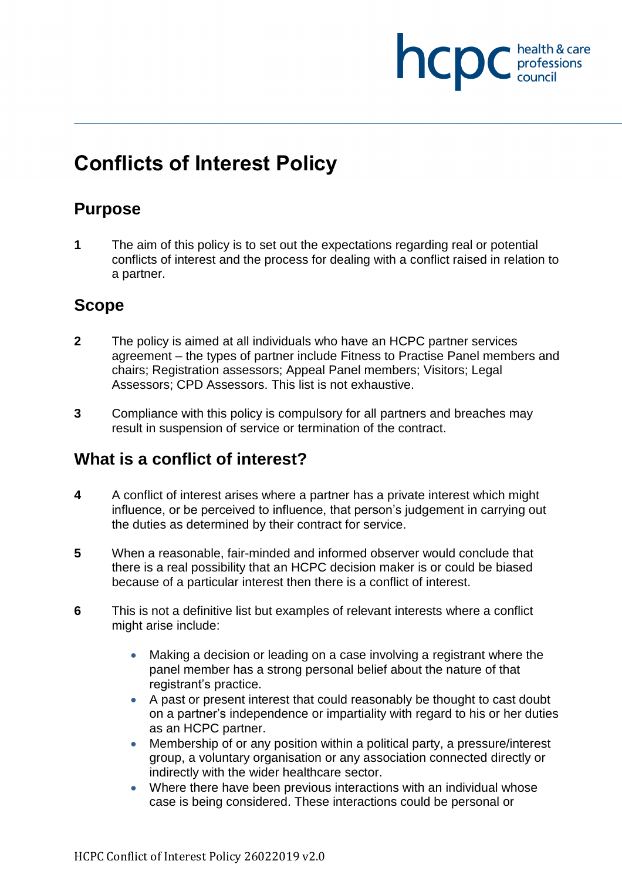# Conflicts of Interest Policy

## Purpose

**1** The aim of this policy is to set out the expectations regarding real or potential conflicts of interest and the process for dealing with a conflict raised in relation to a partner.

## Scope

**2** The policy is aimed at all individuals who have an HCPC partner services agreement – the types of partner include Fitness to Practise Panel members and chairs; Registration assessors; Appeal Panel members; Visitors; Legal Assessors; CPD Assessors. This list is not exhaustive.

**3** Compliance with this policy is compulsory for all partners and breaches may result in suspension of service or termination of the contract.

## What is a conflict of interest?

**4** A conflict of interest arises where a partner has a private interest which might influence, or be perceived to influence, that person's judgement in carrying out the duties as determined by their contract for service.

**5** When a reasonable, fair-minded and informed observer would conclude that there is a real possibility that an HCPC decision maker is or could be biased because of a particular interest then there is a conflict of interest.

**6** This is not a definitive list but examples of relevant interests where a conflict might arise include:

- Making a decision or leading on a case involving a registrant where the panel member has a strong personal belief about the nature of that registrant's practice.
- A past or present interest that could reasonably be thought to cast doubt on a partner's independence or impartiality with regard to his or her duties as an HCPC partner.
- Membership of or any position within a political party, a pressure/interest group, a voluntary organisation or any association connected directly or indirectly with the wider healthcare sector.
- Where there have been previous interactions with an individual whose case is being considered. These interactions could be personal or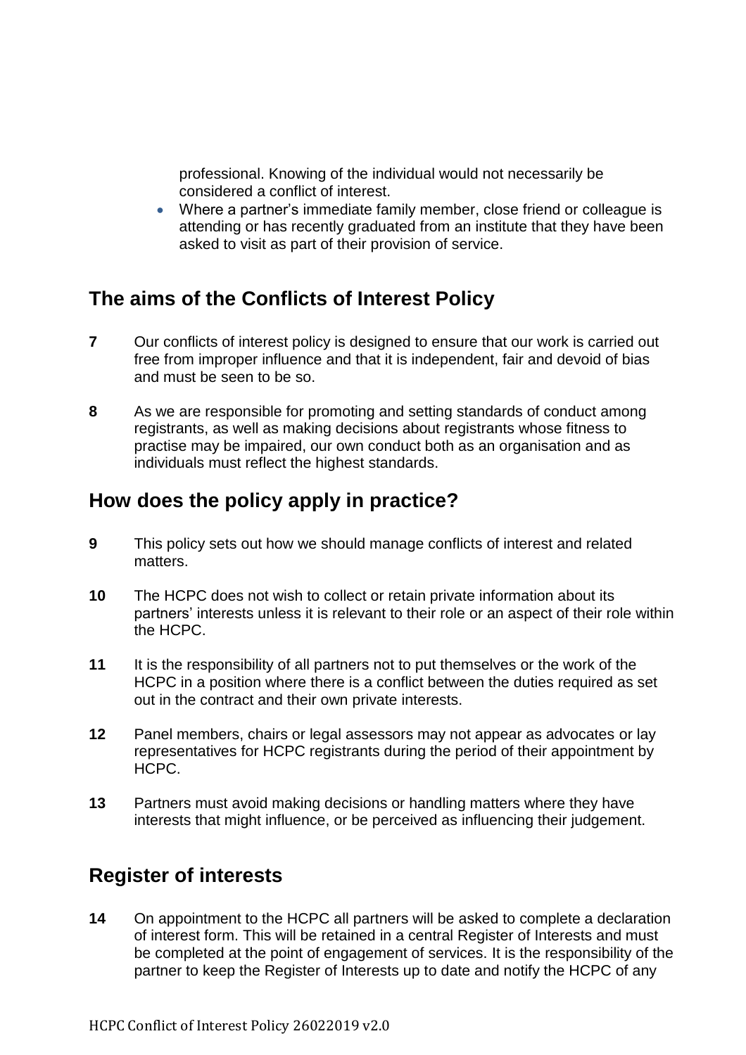professional. Knowing of the individual would not necessarily be considered a conflict of interest.

- Where a partner's immediate family member, close friend or colleague is attending or has recently graduated from an institute that they have been asked to visit as part of their provision of service.

## The aims of the Conflicts of Interest Policy

**7** Our conflicts of interest policy is designed to ensure that our work is carried out free from improper influence and that it is independent, fair and devoid of bias and must be seen to be so.

**8** As we are responsible for promoting and setting standards of conduct among registrants, as well as making decisions about registrants whose fitness to practise may be impaired, our own conduct both as an organisation and as individuals must reflect the highest standards.

## How does the policy apply in practice?

**9** This policy sets out how we should manage conflicts of interest and related matters.

**10** The HCPC does not wish to collect or retain private information about its partners' interests unless it is relevant to their role or an aspect of their role within the HCPC.

**11** It is the responsibility of all partners not to put themselves or the work of the HCPC in a position where there is a conflict between the duties required as set out in the contract and their own private interests.

**12** Panel members, chairs or legal assessors may not appear as advocates or lay representatives for HCPC registrants during the period of their appointment by HCPC.

**13** Partners must avoid making decisions or handling matters where they have interests that might influence, or be perceived as influencing their judgement.

## Register of interests

**14** On appointment to the HCPC all partners will be asked to complete a declaration of interest form. This will be retained in a central Register of Interests and must be completed at the point of engagement of services. It is the responsibility of the partner to keep the Register of Interests up to date and notify the HCPC of any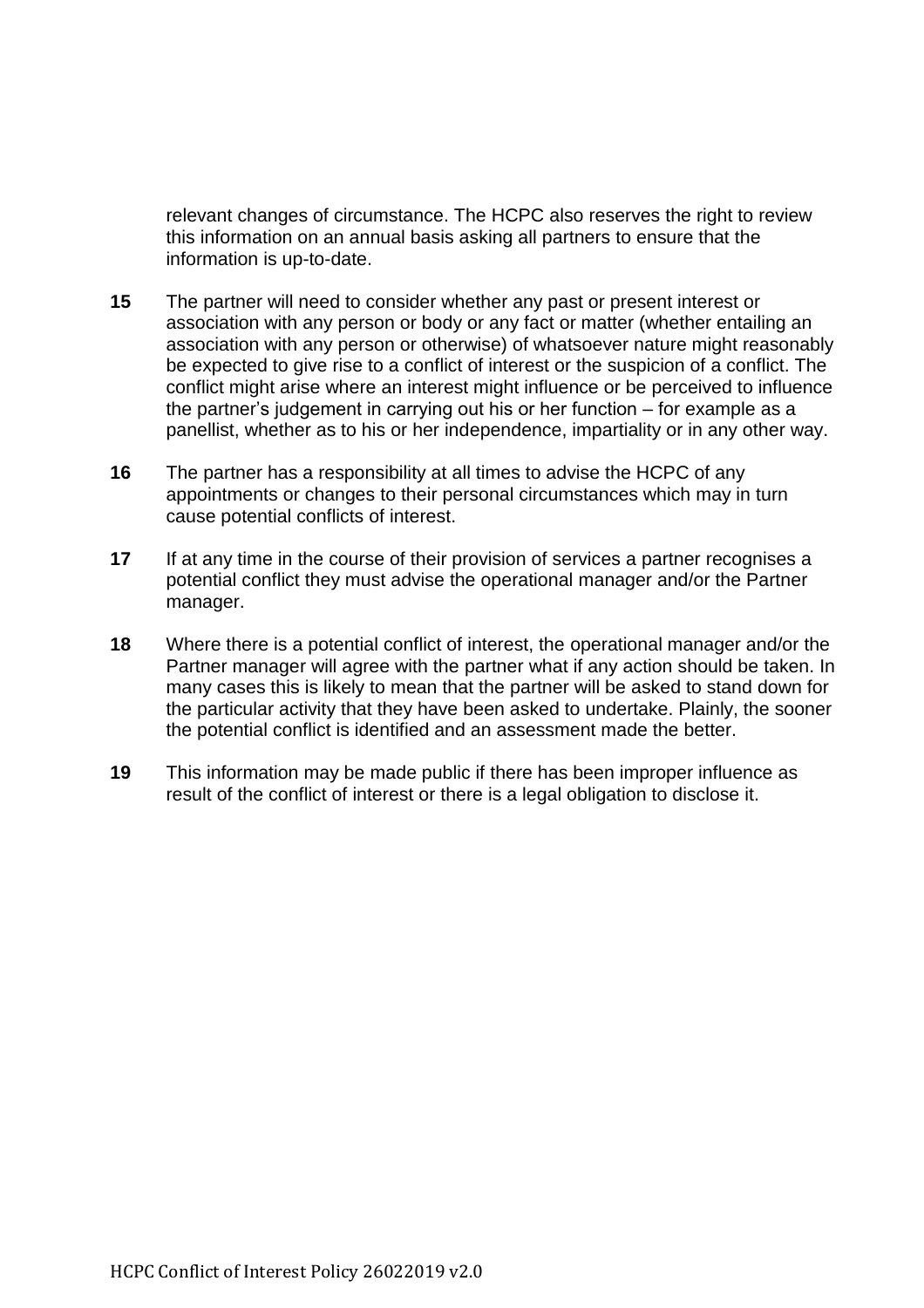relevant changes of circumstance. The HCPC also reserves the right to review this information on an annual basis asking all partners to ensure that the information is up-to-date.

**15** The partner will need to consider whether any past or present interest or association with any person or body or any fact or matter (whether entailing an association with any person or otherwise) of whatsoever nature might reasonably be expected to give rise to a conflict of interest or the suspicion of a conflict. The conflict might arise where an interest might influence or be perceived to influence the partner's judgement in carrying out his or her function – for example as a panellist, whether as to his or her independence, impartiality or in any other way.

**16** The partner has a responsibility at all times to advise the HCPC of any appointments or changes to their personal circumstances which may in turn cause potential conflicts of interest.

**17** If at any time in the course of their provision of services a partner recognises a potential conflict they must advise the operational manager and/or the Partner manager.

**18** Where there is a potential conflict of interest, the operational manager and/or the Partner manager will agree with the partner what if any action should be taken. In many cases this is likely to mean that the partner will be asked to stand down for the particular activity that they have been asked to undertake. Plainly, the sooner the potential conflict is identified and an assessment made the better.

**19** This information may be made public if there has been improper influence as result of the conflict of interest or there is a legal obligation to disclose it.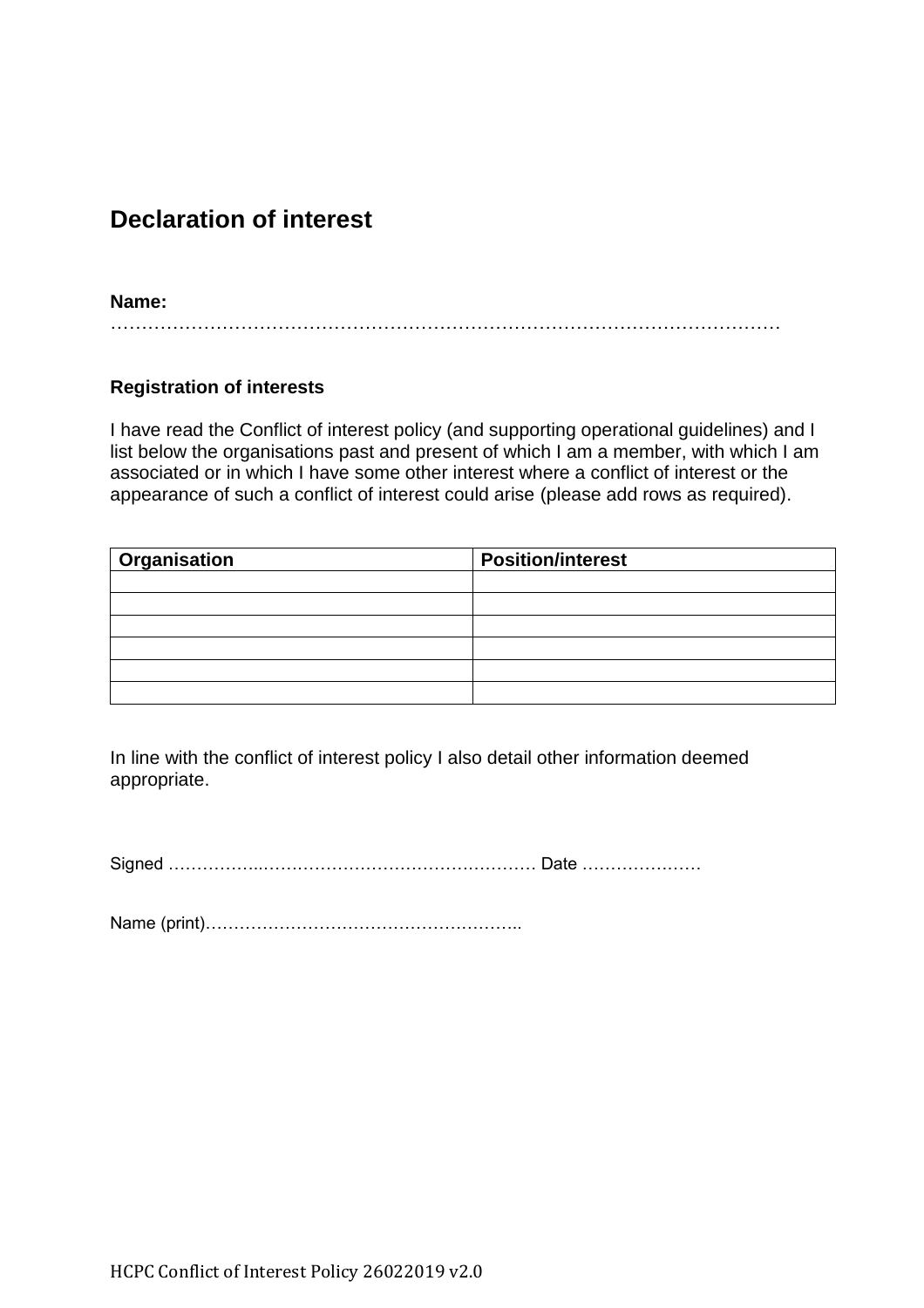## Declaration of interest

**Name:** ………………………………………………………………………………………………

**Registration of interests**

I have read the Conflict of interest policy (and supporting operational guidelines) and I list below the organisations past and present of which I am a member, with which I am associated or in which I have some other interest where a conflict of interest or the appearance of such a conflict of interest could arise (please add rows as required).

| Organisation | Position/interest |
|---|---|
| | |
| | |
| | |
| | |
| | |
| | |

In line with the conflict of interest policy I also detail other information deemed appropriate.

Signed ……………..………………………………………… Date …………………

Name (print)………………………………………………..